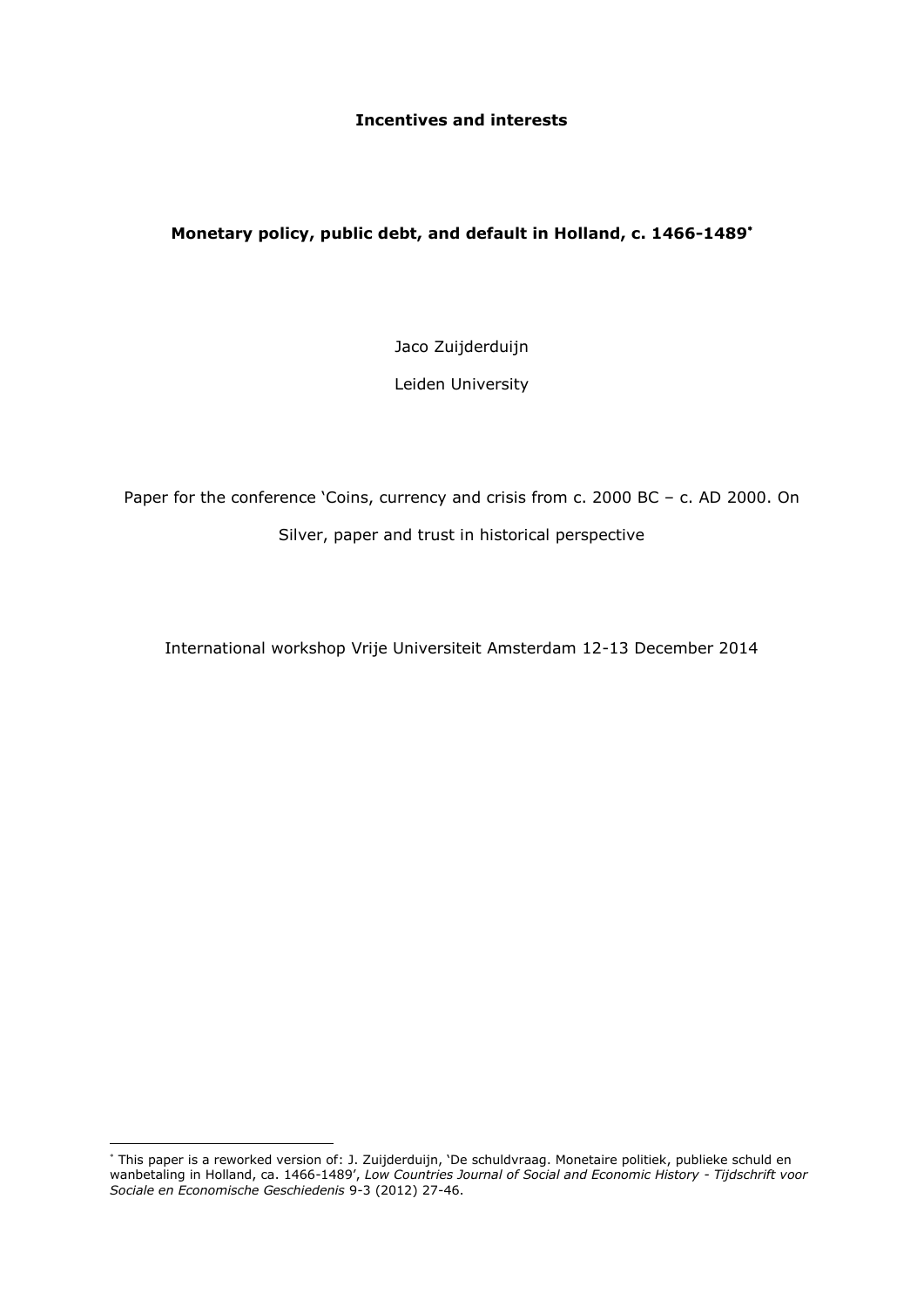# Incentives and interests

## Monetary policy, public debt, and default in Holland, c. 1466-1489*

Jaco Zuijderduijn

Leiden University

Paper for the conference 'Coins, currency and crisis from c. 2000 BC – c. AD 2000. On Silver, paper and trust in historical perspective

International workshop Vrije Universiteit Amsterdam 12-13 December 2014

---

* This paper is a reworked version of: J. Zuijderduijn, 'De schuldvraag. Monetaire politiek, publieke schuld en wanbetaling in Holland, ca. 1466-1489', *Low Countries Journal of Social and Economic History - Tijdschrift voor Sociale en Economische Geschiedenis* 9-3 (2012) 27-46.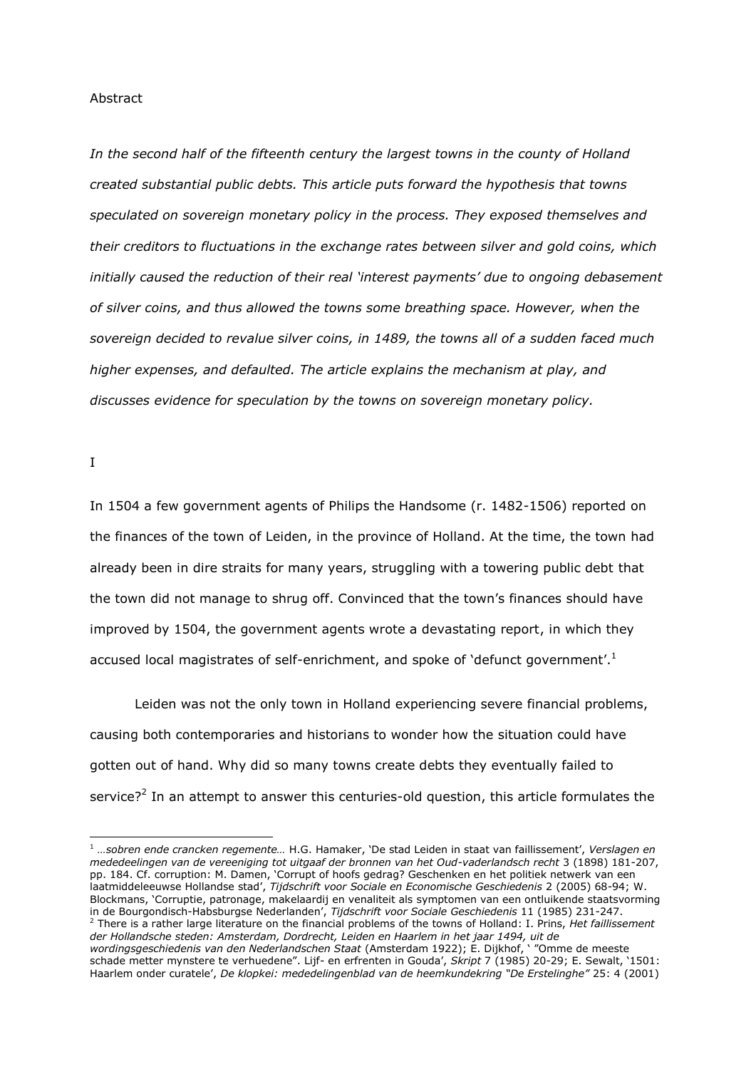Abstract

*In the second half of the fifteenth century the largest towns in the county of Holland created substantial public debts. This article puts forward the hypothesis that towns speculated on sovereign monetary policy in the process. They exposed themselves and their creditors to fluctuations in the exchange rates between silver and gold coins, which initially caused the reduction of their real 'interest payments' due to ongoing debasement of silver coins, and thus allowed the towns some breathing space. However, when the sovereign decided to revalue silver coins, in 1489, the towns all of a sudden faced much higher expenses, and defaulted. The article explains the mechanism at play, and discusses evidence for speculation by the towns on sovereign monetary policy.*

I

In 1504 a few government agents of Philips the Handsome (r. 1482-1506) reported on the finances of the town of Leiden, in the province of Holland. At the time, the town had already been in dire straits for many years, struggling with a towering public debt that the town did not manage to shrug off. Convinced that the town's finances should have improved by 1504, the government agents wrote a devastating report, in which they accused local magistrates of self-enrichment, and spoke of 'defunct government'.[1]

Leiden was not the only town in Holland experiencing severe financial problems, causing both contemporaries and historians to wonder how the situation could have gotten out of hand. Why did so many towns create debts they eventually failed to service?[2] In an attempt to answer this centuries-old question, this article formulates the

---

[1] *…sobren ende crancken regemente…* H.G. Hamaker, 'De stad Leiden in staat van faillissement', *Verslagen en mededeelingen van de vereeniging tot uitgaaf der bronnen van het Oud-vaderlandsch recht* 3 (1898) 181-207, pp. 184. Cf. corruption: M. Damen, 'Corrupt of hoofs gedrag? Geschenken en het politiek netwerk van een laatmiddeleeuwse Hollandse stad', *Tijdschrift voor Sociale en Economische Geschiedenis* 2 (2005) 68-94; W. Blockmans, 'Corruptie, patronage, makelaardij en venaliteit als symptomen van een ontluikende staatsvorming in de Bourgondisch-Habsburgse Nederlanden', *Tijdschrift voor Sociale Geschiedenis* 11 (1985) 231-247.

[2] There is a rather large literature on the financial problems of the towns of Holland: I. Prins, *Het faillissement der Hollandsche steden: Amsterdam, Dordrecht, Leiden en Haarlem in het jaar 1494, uit de wordingsgeschiedenis van den Nederlandschen Staat* (Amsterdam 1922); E. Dijkhof, ' "Omme de meeste schade metter mynstere te verhuedene". Lijf- en erfrenten in Gouda', *Skript* 7 (1985) 20-29; E. Sewalt, '1501: Haarlem onder curatele', *De klopkei: mededelingenblad van de heemkundekring "De Erstelinghe"* 25: 4 (2001)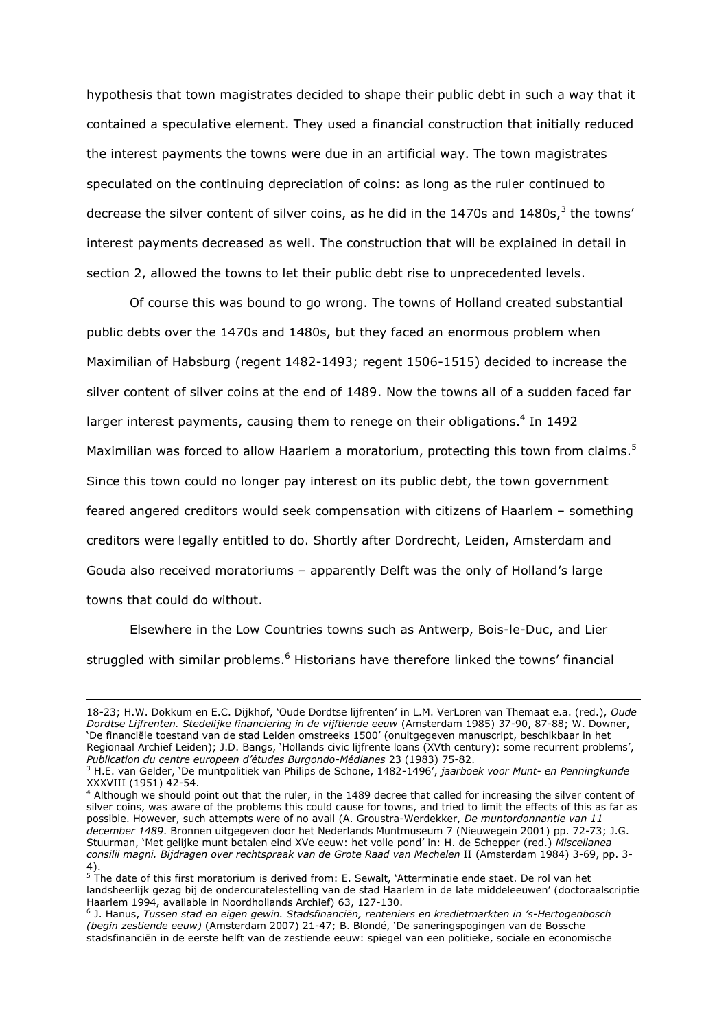hypothesis that town magistrates decided to shape their public debt in such a way that it contained a speculative element. They used a financial construction that initially reduced the interest payments the towns were due in an artificial way. The town magistrates speculated on the continuing depreciation of coins: as long as the ruler continued to decrease the silver content of silver coins, as he did in the 1470s and 1480s,[3] the towns' interest payments decreased as well. The construction that will be explained in detail in section 2, allowed the towns to let their public debt rise to unprecedented levels.

Of course this was bound to go wrong. The towns of Holland created substantial public debts over the 1470s and 1480s, but they faced an enormous problem when Maximilian of Habsburg (regent 1482-1493; regent 1506-1515) decided to increase the silver content of silver coins at the end of 1489. Now the towns all of a sudden faced far larger interest payments, causing them to renege on their obligations.[4] In 1492 Maximilian was forced to allow Haarlem a moratorium, protecting this town from claims.[5] Since this town could no longer pay interest on its public debt, the town government feared angered creditors would seek compensation with citizens of Haarlem – something creditors were legally entitled to do. Shortly after Dordrecht, Leiden, Amsterdam and Gouda also received moratoriums – apparently Delft was the only of Holland's large towns that could do without.

Elsewhere in the Low Countries towns such as Antwerp, Bois-le-Duc, and Lier struggled with similar problems.[6] Historians have therefore linked the towns' financial

---

18-23; H.W. Dokkum en E.C. Dijkhof, 'Oude Dordtse lijfrenten' in L.M. VerLoren van Themaat e.a. (red.), *Oude Dordtse Lijfrenten. Stedelijke financiering in de vijftiende eeuw* (Amsterdam 1985) 37-90, 87-88; W. Downer, 'De financiële toestand van de stad Leiden omstreeks 1500' (onuitgegeven manuscript, beschikbaar in het Regionaal Archief Leiden); J.D. Bangs, 'Hollands civic lijfrente loans (XVth century): some recurrent problems', *Publication du centre europeen d'études Burgondo-Médianes* 23 (1983) 75-82.

[3] H.E. van Gelder, 'De muntpolitiek van Philips de Schone, 1482-1496', *jaarboek voor Munt- en Penningkunde* XXXVIII (1951) 42-54.

[4] Although we should point out that the ruler, in the 1489 decree that called for increasing the silver content of silver coins, was aware of the problems this could cause for towns, and tried to limit the effects of this as far as possible. However, such attempts were of no avail (A. Groustra-Werdekker, *De muntordonnantie van 11 december 1489*. Bronnen uitgegeven door het Nederlands Muntmuseum 7 (Nieuwegein 2001) pp. 72-73; J.G. Stuurman, 'Met gelijke munt betalen eind XVe eeuw: het volle pond' in: H. de Schepper (red.) *Miscellanea consilii magni. Bijdragen over rechtspraak van de Grote Raad van Mechelen* II (Amsterdam 1984) 3-69, pp. 3-4).

[5] The date of this first moratorium is derived from: E. Sewalt, 'Atterminatie ende staet. De rol van het landsheerlijk gezag bij de ondercuratelestelling van de stad Haarlem in de late middeleeuwen' (doctoraalscriptie Haarlem 1994, available in Noordhollands Archief) 63, 127-130.

[6] J. Hanus, *Tussen stad en eigen gewin. Stadsfinanciën, renteniers en kredietmarkten in 's-Hertogenbosch (begin zestiende eeuw)* (Amsterdam 2007) 21-47; B. Blondé, 'De saneringspogingen van de Bossche stadsfinanciën in de eerste helft van de zestiende eeuw: spiegel van een politieke, sociale en economische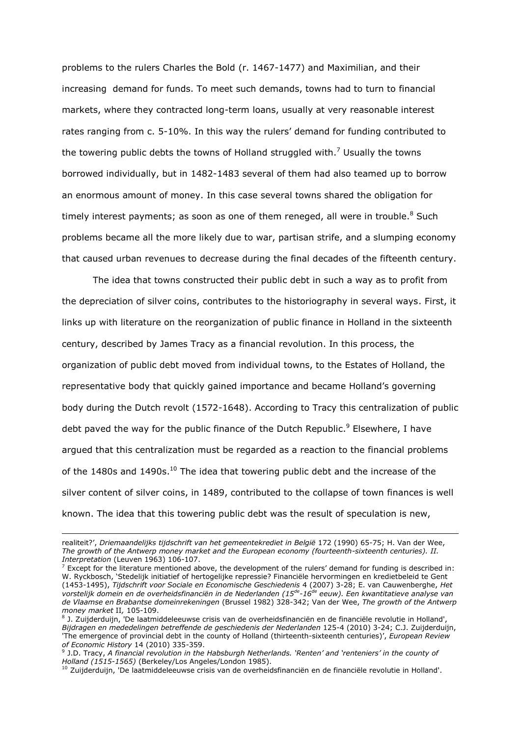problems to the rulers Charles the Bold (r. 1467-1477) and Maximilian, and their increasing demand for funds. To meet such demands, towns had to turn to financial markets, where they contracted long-term loans, usually at very reasonable interest rates ranging from c. 5-10%. In this way the rulers' demand for funding contributed to the towering public debts the towns of Holland struggled with.[7] Usually the towns borrowed individually, but in 1482-1483 several of them had also teamed up to borrow an enormous amount of money. In this case several towns shared the obligation for timely interest payments; as soon as one of them reneged, all were in trouble.[8] Such problems became all the more likely due to war, partisan strife, and a slumping economy that caused urban revenues to decrease during the final decades of the fifteenth century.

The idea that towns constructed their public debt in such a way as to profit from the depreciation of silver coins, contributes to the historiography in several ways. First, it links up with literature on the reorganization of public finance in Holland in the sixteenth century, described by James Tracy as a financial revolution. In this process, the organization of public debt moved from individual towns, to the Estates of Holland, the representative body that quickly gained importance and became Holland's governing body during the Dutch revolt (1572-1648). According to Tracy this centralization of public debt paved the way for the public finance of the Dutch Republic.[9] Elsewhere, I have argued that this centralization must be regarded as a reaction to the financial problems of the 1480s and 1490s.[10] The idea that towering public debt and the increase of the silver content of silver coins, in 1489, contributed to the collapse of town finances is well known. The idea that this towering public debt was the result of speculation is new,

---

realiteit?', *Driemaandelijks tijdschrift van het gemeentekrediet in België* 172 (1990) 65-75; H. Van der Wee, *The growth of the Antwerp money market and the European economy (fourteenth-sixteenth centuries). II. Interpretation* (Leuven 1963) 106-107.

[7] Except for the literature mentioned above, the development of the rulers' demand for funding is described in: W. Ryckbosch, 'Stedelijk initiatief of hertogelijke repressie? Financiële hervormingen en kredietbeleid te Gent (1453-1495), *Tijdschrift voor Sociale en Economische Geschiedenis* 4 (2007) 3-28; E. van Cauwenberghe, *Het vorstelijk domein en de overheidsfinanciën in de Nederlanden (15de-16de eeuw). Een kwantitatieve analyse van de Vlaamse en Brabantse domeinrekeningen* (Brussel 1982) 328-342; Van der Wee, *The growth of the Antwerp money market* II, 105-109.

[8] J. Zuijderduijn, 'De laatmiddeleeuwse crisis van de overheidsfinanciën en de financiële revolutie in Holland', *Bijdragen en mededelingen betreffende de geschiedenis der Nederlanden* 125-4 (2010) 3-24; C.J. Zuijderduijn, 'The emergence of provincial debt in the county of Holland (thirteenth-sixteenth centuries)', *European Review of Economic History* 14 (2010) 335-359.

[9] J.D. Tracy, *A financial revolution in the Habsburgh Netherlands. 'Renten' and 'renteniers' in the county of Holland (1515-1565)* (Berkeley/Los Angeles/London 1985).

[10] Zuijderduijn, 'De laatmiddeleeuwse crisis van de overheidsfinanciën en de financiële revolutie in Holland'.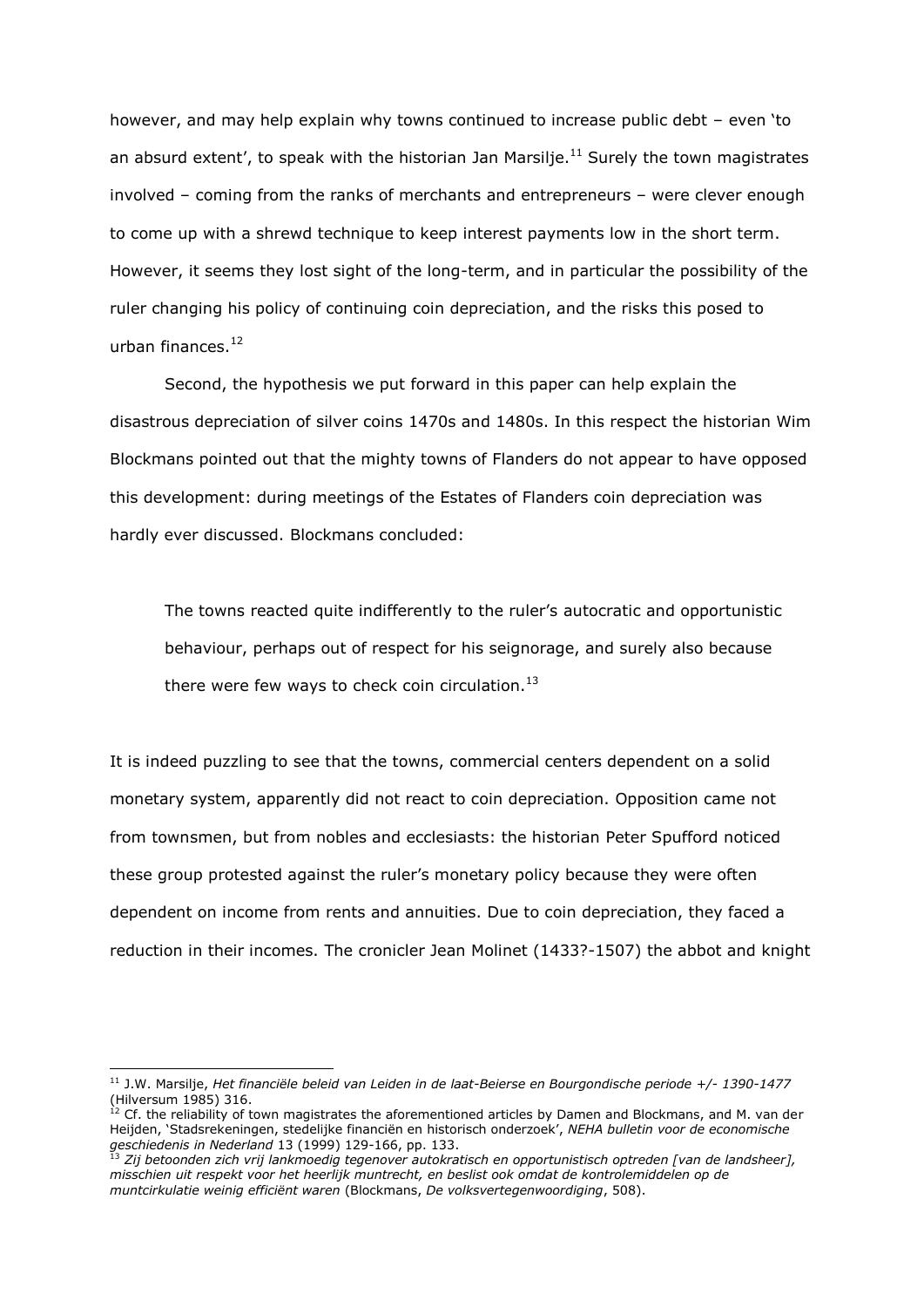however, and may help explain why towns continued to increase public debt – even 'to an absurd extent', to speak with the historian Jan Marsilje.[11] Surely the town magistrates involved – coming from the ranks of merchants and entrepreneurs – were clever enough to come up with a shrewd technique to keep interest payments low in the short term. However, it seems they lost sight of the long-term, and in particular the possibility of the ruler changing his policy of continuing coin depreciation, and the risks this posed to urban finances.[12]

Second, the hypothesis we put forward in this paper can help explain the disastrous depreciation of silver coins 1470s and 1480s. In this respect the historian Wim Blockmans pointed out that the mighty towns of Flanders do not appear to have opposed this development: during meetings of the Estates of Flanders coin depreciation was hardly ever discussed. Blockmans concluded:

> The towns reacted quite indifferently to the ruler's autocratic and opportunistic behaviour, perhaps out of respect for his seignorage, and surely also because there were few ways to check coin circulation.[13]

It is indeed puzzling to see that the towns, commercial centers dependent on a solid monetary system, apparently did not react to coin depreciation. Opposition came not from townsmen, but from nobles and ecclesiasts: the historian Peter Spufford noticed these group protested against the ruler's monetary policy because they were often dependent on income from rents and annuities. Due to coin depreciation, they faced a reduction in their incomes. The cronicler Jean Molinet (1433?-1507) the abbot and knight

---

[11] J.W. Marsilje, *Het financiële beleid van Leiden in de laat-Beierse en Bourgondische periode +/- 1390-1477* (Hilversum 1985) 316.

[12] Cf. the reliability of town magistrates the aforementioned articles by Damen and Blockmans, and M. van der Heijden, 'Stadsrekeningen, stedelijke financiën en historisch onderzoek', *NEHA bulletin voor de economische geschiedenis in Nederland* 13 (1999) 129-166, pp. 133.

[13] *Zij betoonden zich vrij lankmoedig tegenover autokratisch en opportunistisch optreden [van de landsheer], misschien uit respekt voor het heerlijk muntrecht, en beslist ook omdat de kontrolemiddelen op de muntcirkulatie weinig efficiënt waren* (Blockmans, *De volksvertegenwoordiging*, 508).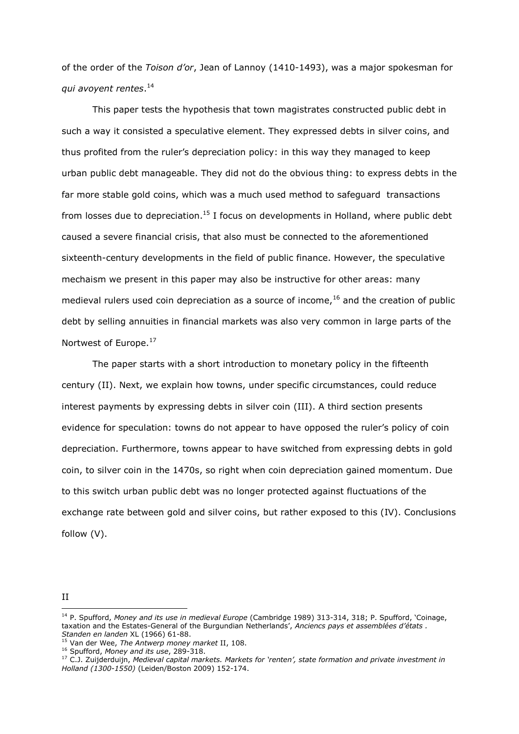of the order of the *Toison d'or*, Jean of Lannoy (1410-1493), was a major spokesman for *qui avoyent rentes*.[14]

This paper tests the hypothesis that town magistrates constructed public debt in such a way it consisted a speculative element. They expressed debts in silver coins, and thus profited from the ruler's depreciation policy: in this way they managed to keep urban public debt manageable. They did not do the obvious thing: to express debts in the far more stable gold coins, which was a much used method to safeguard transactions from losses due to depreciation.[15] I focus on developments in Holland, where public debt caused a severe financial crisis, that also must be connected to the aforementioned sixteenth-century developments in the field of public finance. However, the speculative mechaism we present in this paper may also be instructive for other areas: many medieval rulers used coin depreciation as a source of income,[16] and the creation of public debt by selling annuities in financial markets was also very common in large parts of the Nortwest of Europe.[17]

The paper starts with a short introduction to monetary policy in the fifteenth century (II). Next, we explain how towns, under specific circumstances, could reduce interest payments by expressing debts in silver coin (III). A third section presents evidence for speculation: towns do not appear to have opposed the ruler's policy of coin depreciation. Furthermore, towns appear to have switched from expressing debts in gold coin, to silver coin in the 1470s, so right when coin depreciation gained momentum. Due to this switch urban public debt was no longer protected against fluctuations of the exchange rate between gold and silver coins, but rather exposed to this (IV). Conclusions follow (V).

## II

---

[14] P. Spufford, *Money and its use in medieval Europe* (Cambridge 1989) 313-314, 318; P. Spufford, 'Coinage, taxation and the Estates-General of the Burgundian Netherlands', *Anciencs pays et assemblées d'états . Standen en landen* XL (1966) 61-88.

[15] Van der Wee, *The Antwerp money market* II, 108.

[16] Spufford, *Money and its use*, 289-318.

[17] C.J. Zuijderduijn, *Medieval capital markets. Markets for 'renten', state formation and private investment in Holland (1300-1550)* (Leiden/Boston 2009) 152-174.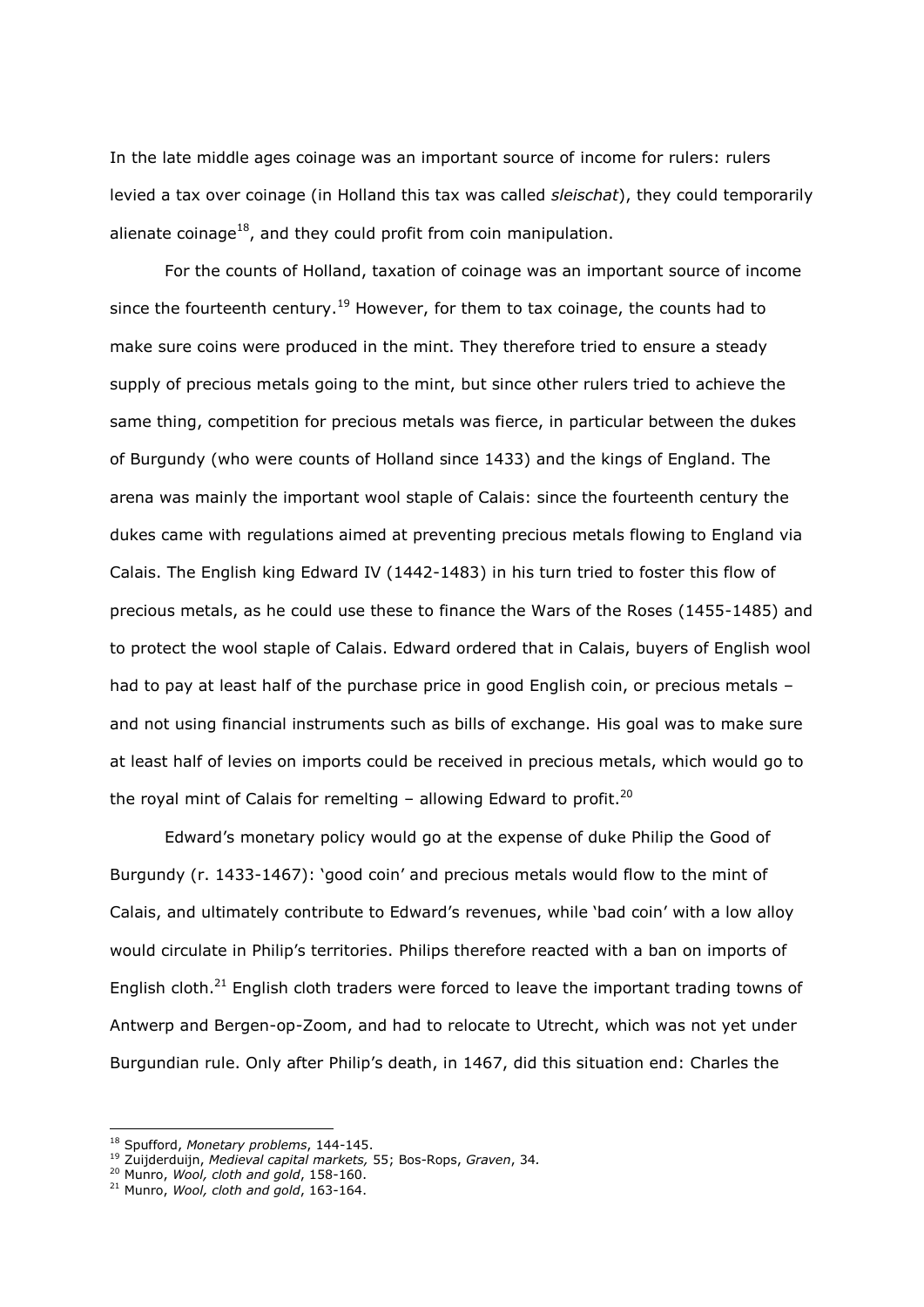In the late middle ages coinage was an important source of income for rulers: rulers levied a tax over coinage (in Holland this tax was called *sleischat*), they could temporarily alienate coinage[18], and they could profit from coin manipulation.

For the counts of Holland, taxation of coinage was an important source of income since the fourteenth century.[19] However, for them to tax coinage, the counts had to make sure coins were produced in the mint. They therefore tried to ensure a steady supply of precious metals going to the mint, but since other rulers tried to achieve the same thing, competition for precious metals was fierce, in particular between the dukes of Burgundy (who were counts of Holland since 1433) and the kings of England. The arena was mainly the important wool staple of Calais: since the fourteenth century the dukes came with regulations aimed at preventing precious metals flowing to England via Calais. The English king Edward IV (1442-1483) in his turn tried to foster this flow of precious metals, as he could use these to finance the Wars of the Roses (1455-1485) and to protect the wool staple of Calais. Edward ordered that in Calais, buyers of English wool had to pay at least half of the purchase price in good English coin, or precious metals – and not using financial instruments such as bills of exchange. His goal was to make sure at least half of levies on imports could be received in precious metals, which would go to the royal mint of Calais for remelting – allowing Edward to profit.[20]

Edward's monetary policy would go at the expense of duke Philip the Good of Burgundy (r. 1433-1467): 'good coin' and precious metals would flow to the mint of Calais, and ultimately contribute to Edward's revenues, while 'bad coin' with a low alloy would circulate in Philip's territories. Philips therefore reacted with a ban on imports of English cloth.[21] English cloth traders were forced to leave the important trading towns of Antwerp and Bergen-op-Zoom, and had to relocate to Utrecht, which was not yet under Burgundian rule. Only after Philip's death, in 1467, did this situation end: Charles the

[18] Spufford, *Monetary problems*, 144-145.
[19] Zuijderduijn, *Medieval capital markets,* 55; Bos-Rops, *Graven*, 34.
[20] Munro, *Wool, cloth and gold*, 158-160.
[21] Munro, *Wool, cloth and gold*, 163-164.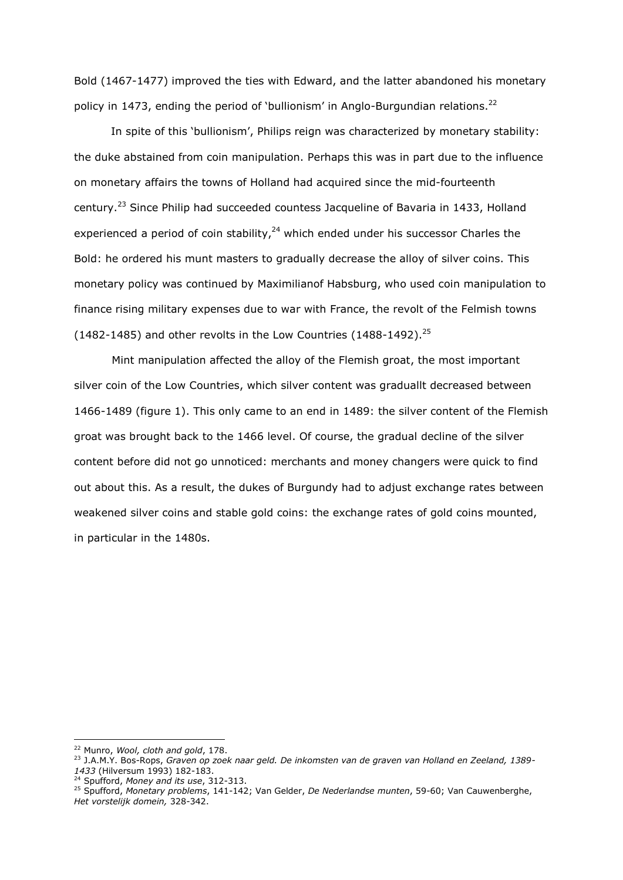Bold (1467-1477) improved the ties with Edward, and the latter abandoned his monetary policy in 1473, ending the period of 'bullionism' in Anglo-Burgundian relations.[22]

In spite of this 'bullionism', Philips reign was characterized by monetary stability: the duke abstained from coin manipulation. Perhaps this was in part due to the influence on monetary affairs the towns of Holland had acquired since the mid-fourteenth century.[23] Since Philip had succeeded countess Jacqueline of Bavaria in 1433, Holland experienced a period of coin stability,[24] which ended under his successor Charles the Bold: he ordered his munt masters to gradually decrease the alloy of silver coins. This monetary policy was continued by Maximilianof Habsburg, who used coin manipulation to finance rising military expenses due to war with France, the revolt of the Felmish towns (1482-1485) and other revolts in the Low Countries (1488-1492).[25]

Mint manipulation affected the alloy of the Flemish groat, the most important silver coin of the Low Countries, which silver content was graduallt decreased between 1466-1489 (figure 1). This only came to an end in 1489: the silver content of the Flemish groat was brought back to the 1466 level. Of course, the gradual decline of the silver content before did not go unnoticed: merchants and money changers were quick to find out about this. As a result, the dukes of Burgundy had to adjust exchange rates between weakened silver coins and stable gold coins: the exchange rates of gold coins mounted, in particular in the 1480s.

---

[22] Munro, *Wool, cloth and gold*, 178.

[23] J.A.M.Y. Bos-Rops, *Graven op zoek naar geld. De inkomsten van de graven van Holland en Zeeland, 1389-1433* (Hilversum 1993) 182-183.

[24] Spufford, *Money and its use*, 312-313.

[25] Spufford, *Monetary problems*, 141-142; Van Gelder, *De Nederlandse munten*, 59-60; Van Cauwenberghe, *Het vorstelijk domein,* 328-342.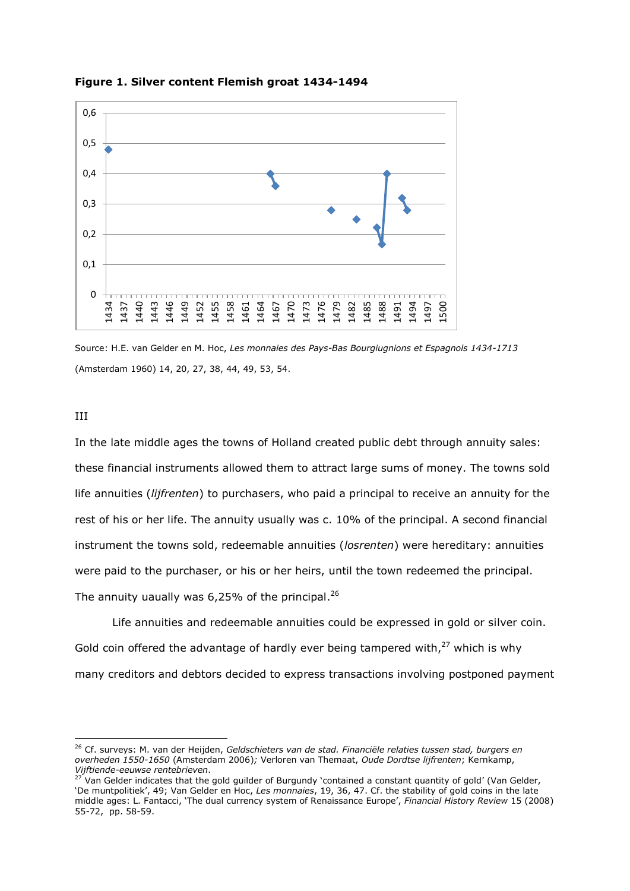**Figure 1. Silver content Flemish groat 1434-1494**

Source: H.E. van Gelder en M. Hoc, *Les monnaies des Pays-Bas Bourgiugnions et Espagnols 1434-1713* (Amsterdam 1960) 14, 20, 27, 38, 44, 49, 53, 54.

III

In the late middle ages the towns of Holland created public debt through annuity sales: these financial instruments allowed them to attract large sums of money. The towns sold life annuities (*lijfrenten*) to purchasers, who paid a principal to receive an annuity for the rest of his or her life. The annuity usually was c. 10% of the principal. A second financial instrument the towns sold, redeemable annuities (*losrenten*) were hereditary: annuities were paid to the purchaser, or his or her heirs, until the town redeemed the principal. The annuity uaually was 6,25% of the principal.[26]

Life annuities and redeemable annuities could be expressed in gold or silver coin. Gold coin offered the advantage of hardly ever being tampered with,[27] which is why many creditors and debtors decided to express transactions involving postponed payment

---

[26] Cf. surveys: M. van der Heijden, *Geldschieters van de stad. Financiële relaties tussen stad, burgers en overheden 1550-1650* (Amsterdam 2006)*;* Verloren van Themaat, *Oude Dordtse lijfrenten*; Kernkamp, *Vijftiende-eeuwse rentebrieven*.

[27] Van Gelder indicates that the gold guilder of Burgundy 'contained a constant quantity of gold' (Van Gelder, 'De muntpolitiek', 49; Van Gelder en Hoc, *Les monnaies*, 19, 36, 47. Cf. the stability of gold coins in the late middle ages: L. Fantacci, 'The dual currency system of Renaissance Europe', *Financial History Review* 15 (2008) 55-72, pp. 58-59.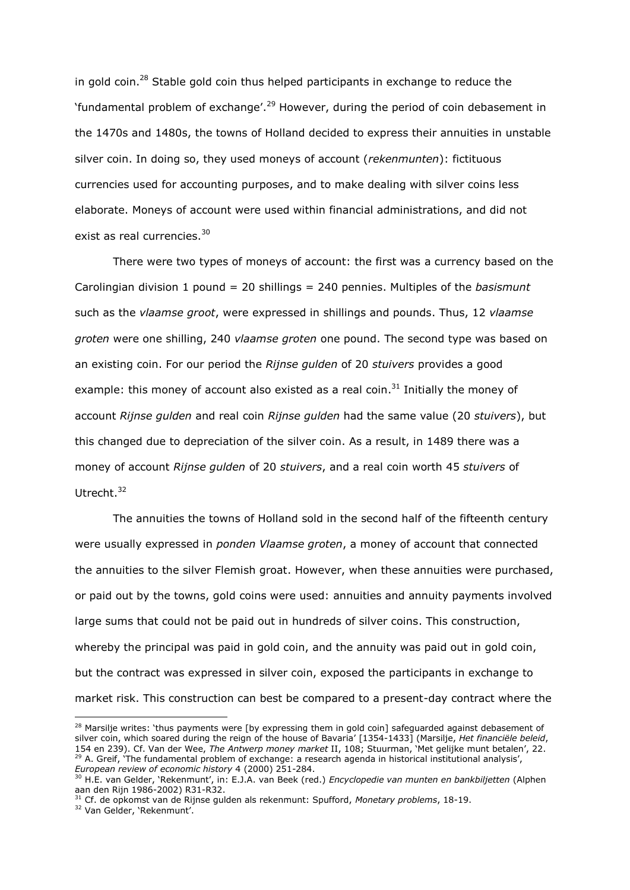in gold coin.[28] Stable gold coin thus helped participants in exchange to reduce the 'fundamental problem of exchange'.[29] However, during the period of coin debasement in the 1470s and 1480s, the towns of Holland decided to express their annuities in unstable silver coin. In doing so, they used moneys of account (*rekenmunten*): fictituous currencies used for accounting purposes, and to make dealing with silver coins less elaborate. Moneys of account were used within financial administrations, and did not exist as real currencies.[30]

There were two types of moneys of account: the first was a currency based on the Carolingian division 1 pound = 20 shillings = 240 pennies. Multiples of the *basismunt* such as the *vlaamse groot*, were expressed in shillings and pounds. Thus, 12 *vlaamse groten* were one shilling, 240 *vlaamse groten* one pound. The second type was based on an existing coin. For our period the *Rijnse gulden* of 20 *stuivers* provides a good example: this money of account also existed as a real coin.[31] Initially the money of account *Rijnse gulden* and real coin *Rijnse gulden* had the same value (20 *stuivers*), but this changed due to depreciation of the silver coin. As a result, in 1489 there was a money of account *Rijnse gulden* of 20 *stuivers*, and a real coin worth 45 *stuivers* of Utrecht.[32]

The annuities the towns of Holland sold in the second half of the fifteenth century were usually expressed in *ponden Vlaamse groten*, a money of account that connected the annuities to the silver Flemish groat. However, when these annuities were purchased, or paid out by the towns, gold coins were used: annuities and annuity payments involved large sums that could not be paid out in hundreds of silver coins. This construction, whereby the principal was paid in gold coin, and the annuity was paid out in gold coin, but the contract was expressed in silver coin, exposed the participants in exchange to market risk. This construction can best be compared to a present-day contract where the

---

[28] Marsilje writes: 'thus payments were [by expressing them in gold coin] safeguarded against debasement of silver coin, which soared during the reign of the house of Bavaria' [1354-1433] (Marsilje, *Het financiële beleid*, 154 en 239). Cf. Van der Wee, *The Antwerp money market* II, 108; Stuurman, 'Met gelijke munt betalen', 22.

[29] A. Greif, 'The fundamental problem of exchange: a research agenda in historical institutional analysis', *European review of economic history* 4 (2000) 251-284.

[30] H.E. van Gelder, 'Rekenmunt', in: E.J.A. van Beek (red.) *Encyclopedie van munten en bankbiljetten* (Alphen aan den Rijn 1986-2002) R31-R32.

[31] Cf. de opkomst van de Rijnse gulden als rekenmunt: Spufford, *Monetary problems*, 18-19.

[32] Van Gelder, 'Rekenmunt'.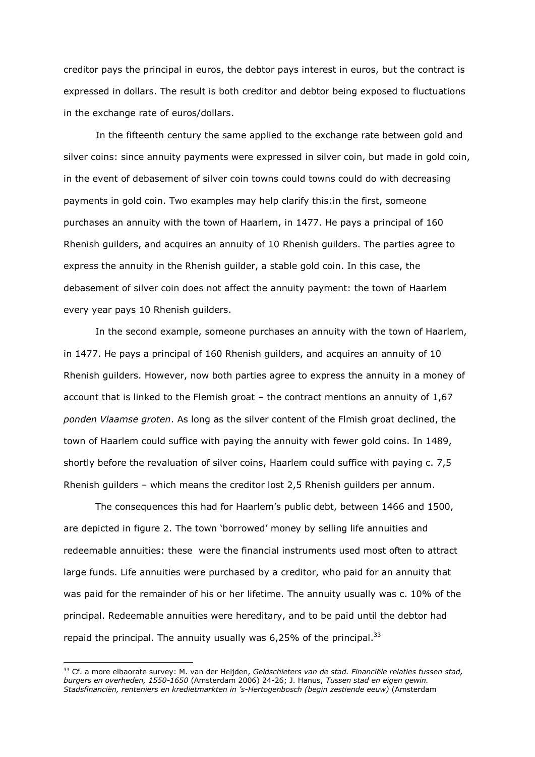creditor pays the principal in euros, the debtor pays interest in euros, but the contract is expressed in dollars. The result is both creditor and debtor being exposed to fluctuations in the exchange rate of euros/dollars.

In the fifteenth century the same applied to the exchange rate between gold and silver coins: since annuity payments were expressed in silver coin, but made in gold coin, in the event of debasement of silver coin towns could towns could do with decreasing payments in gold coin. Two examples may help clarify this:in the first, someone purchases an annuity with the town of Haarlem, in 1477. He pays a principal of 160 Rhenish guilders, and acquires an annuity of 10 Rhenish guilders. The parties agree to express the annuity in the Rhenish guilder, a stable gold coin. In this case, the debasement of silver coin does not affect the annuity payment: the town of Haarlem every year pays 10 Rhenish guilders.

In the second example, someone purchases an annuity with the town of Haarlem, in 1477. He pays a principal of 160 Rhenish guilders, and acquires an annuity of 10 Rhenish guilders. However, now both parties agree to express the annuity in a money of account that is linked to the Flemish groat – the contract mentions an annuity of 1,67 *ponden Vlaamse groten*. As long as the silver content of the Flmish groat declined, the town of Haarlem could suffice with paying the annuity with fewer gold coins. In 1489, shortly before the revaluation of silver coins, Haarlem could suffice with paying c. 7,5 Rhenish guilders – which means the creditor lost 2,5 Rhenish guilders per annum.

The consequences this had for Haarlem's public debt, between 1466 and 1500, are depicted in figure 2. The town 'borrowed' money by selling life annuities and redeemable annuities: these were the financial instruments used most often to attract large funds. Life annuities were purchased by a creditor, who paid for an annuity that was paid for the remainder of his or her lifetime. The annuity usually was c. 10% of the principal. Redeemable annuities were hereditary, and to be paid until the debtor had repaid the principal. The annuity usually was 6,25% of the principal.[33]

[33] Cf. a more elbaorate survey: M. van der Heijden, *Geldschieters van de stad. Financiële relaties tussen stad, burgers en overheden, 1550-1650* (Amsterdam 2006) 24-26; J. Hanus, *Tussen stad en eigen gewin. Stadsfinanciën, renteniers en kredietmarkten in 's-Hertogenbosch (begin zestiende eeuw)* (Amsterdam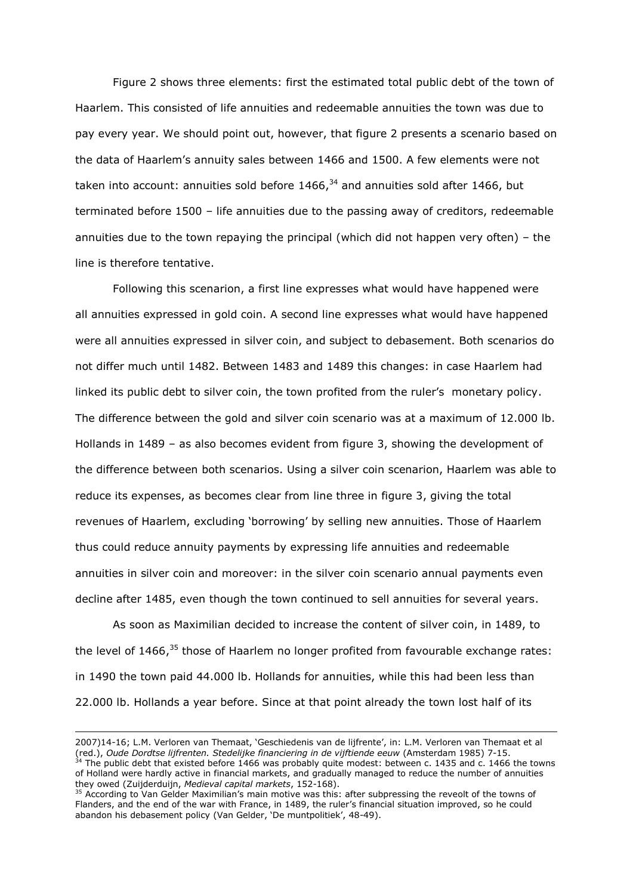Figure 2 shows three elements: first the estimated total public debt of the town of Haarlem. This consisted of life annuities and redeemable annuities the town was due to pay every year. We should point out, however, that figure 2 presents a scenario based on the data of Haarlem's annuity sales between 1466 and 1500. A few elements were not taken into account: annuities sold before 1466,[34] and annuities sold after 1466, but terminated before 1500 – life annuities due to the passing away of creditors, redeemable annuities due to the town repaying the principal (which did not happen very often) – the line is therefore tentative.

Following this scenarion, a first line expresses what would have happened were all annuities expressed in gold coin. A second line expresses what would have happened were all annuities expressed in silver coin, and subject to debasement. Both scenarios do not differ much until 1482. Between 1483 and 1489 this changes: in case Haarlem had linked its public debt to silver coin, the town profited from the ruler's monetary policy. The difference between the gold and silver coin scenario was at a maximum of 12.000 lb. Hollands in 1489 – as also becomes evident from figure 3, showing the development of the difference between both scenarios. Using a silver coin scenarion, Haarlem was able to reduce its expenses, as becomes clear from line three in figure 3, giving the total revenues of Haarlem, excluding 'borrowing' by selling new annuities. Those of Haarlem thus could reduce annuity payments by expressing life annuities and redeemable annuities in silver coin and moreover: in the silver coin scenario annual payments even decline after 1485, even though the town continued to sell annuities for several years.

As soon as Maximilian decided to increase the content of silver coin, in 1489, to the level of 1466,[35] those of Haarlem no longer profited from favourable exchange rates: in 1490 the town paid 44.000 lb. Hollands for annuities, while this had been less than 22.000 lb. Hollands a year before. Since at that point already the town lost half of its

---

2007)14-16; L.M. Verloren van Themaat, 'Geschiedenis van de lijfrente', in: L.M. Verloren van Themaat et al (red.), *Oude Dordtse lijfrenten. Stedelijke financiering in de vijftiende eeuw* (Amsterdam 1985) 7-15.

[34] The public debt that existed before 1466 was probably quite modest: between c. 1435 and c. 1466 the towns of Holland were hardly active in financial markets, and gradually managed to reduce the number of annuities they owed (Zuijderduijn, *Medieval capital markets*, 152-168).

[35] According to Van Gelder Maximilian's main motive was this: after subpressing the reveolt of the towns of Flanders, and the end of the war with France, in 1489, the ruler's financial situation improved, so he could abandon his debasement policy (Van Gelder, 'De muntpolitiek', 48-49).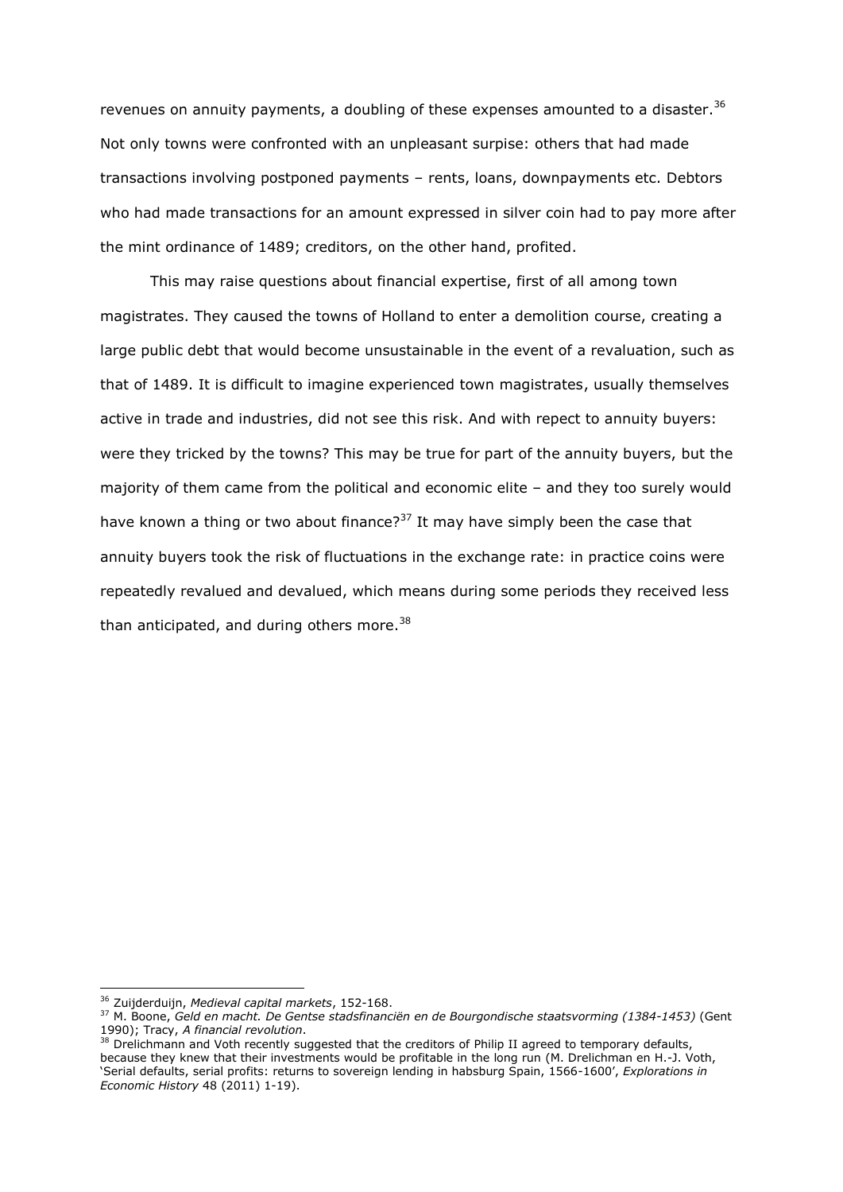revenues on annuity payments, a doubling of these expenses amounted to a disaster.[36] Not only towns were confronted with an unpleasant surpise: others that had made transactions involving postponed payments – rents, loans, downpayments etc. Debtors who had made transactions for an amount expressed in silver coin had to pay more after the mint ordinance of 1489; creditors, on the other hand, profited.

This may raise questions about financial expertise, first of all among town magistrates. They caused the towns of Holland to enter a demolition course, creating a large public debt that would become unsustainable in the event of a revaluation, such as that of 1489. It is difficult to imagine experienced town magistrates, usually themselves active in trade and industries, did not see this risk. And with repect to annuity buyers: were they tricked by the towns? This may be true for part of the annuity buyers, but the majority of them came from the political and economic elite – and they too surely would have known a thing or two about finance?[37] It may have simply been the case that annuity buyers took the risk of fluctuations in the exchange rate: in practice coins were repeatedly revalued and devalued, which means during some periods they received less than anticipated, and during others more.[38]

---

[36] Zuijderduijn, *Medieval capital markets*, 152-168.

[37] M. Boone, *Geld en macht. De Gentse stadsfinanciën en de Bourgondische staatsvorming (1384-1453)* (Gent 1990); Tracy, *A financial revolution*.

[38] Drelichmann and Voth recently suggested that the creditors of Philip II agreed to temporary defaults, because they knew that their investments would be profitable in the long run (M. Drelichman en H.-J. Voth, 'Serial defaults, serial profits: returns to sovereign lending in habsburg Spain, 1566-1600', *Explorations in Economic History* 48 (2011) 1-19).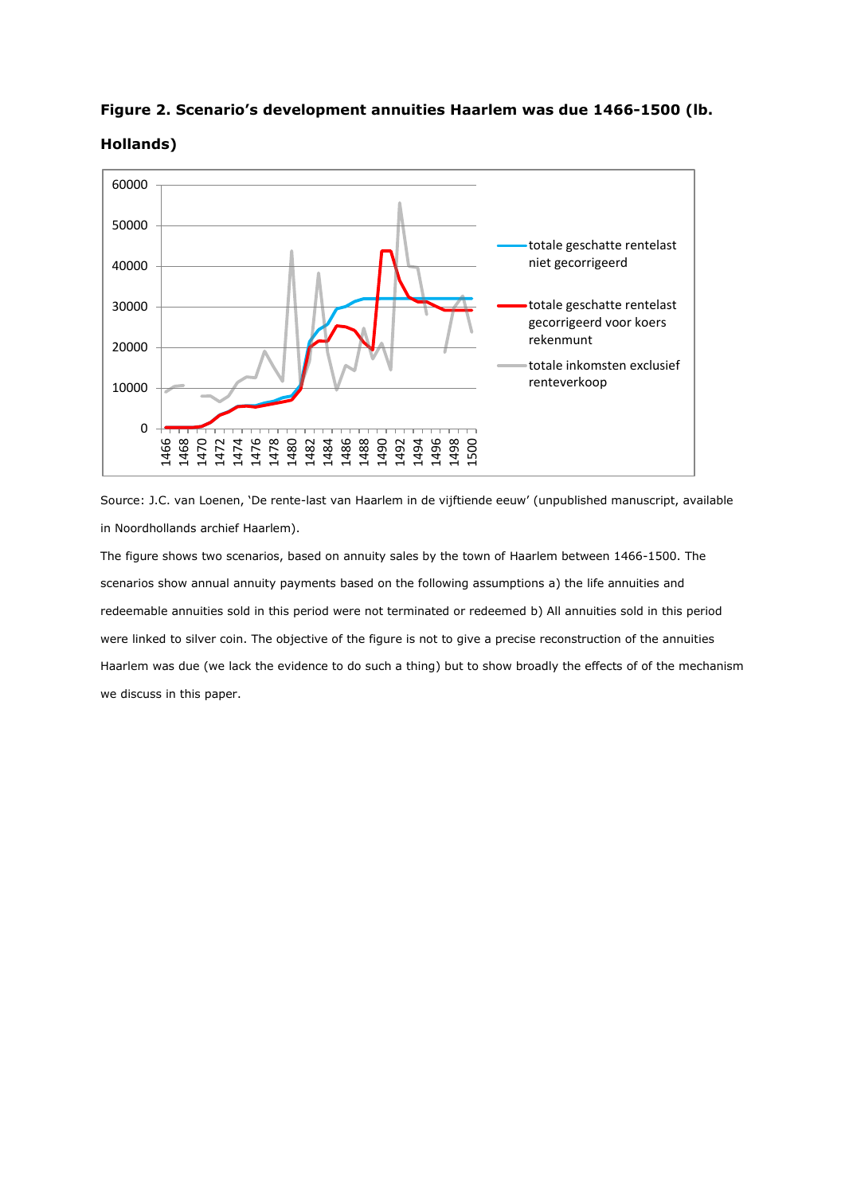**Figure 2. Scenario's development annuities Haarlem was due 1466-1500 (lb. Hollands)**

Source: J.C. van Loenen, 'De rente-last van Haarlem in de vijftiende eeuw' (unpublished manuscript, available in Noordhollands archief Haarlem).

The figure shows two scenarios, based on annuity sales by the town of Haarlem between 1466-1500. The scenarios show annual annuity payments based on the following assumptions a) the life annuities and redeemable annuities sold in this period were not terminated or redeemed b) All annuities sold in this period were linked to silver coin. The objective of the figure is not to give a precise reconstruction of the annuities Haarlem was due (we lack the evidence to do such a thing) but to show broadly the effects of of the mechanism we discuss in this paper.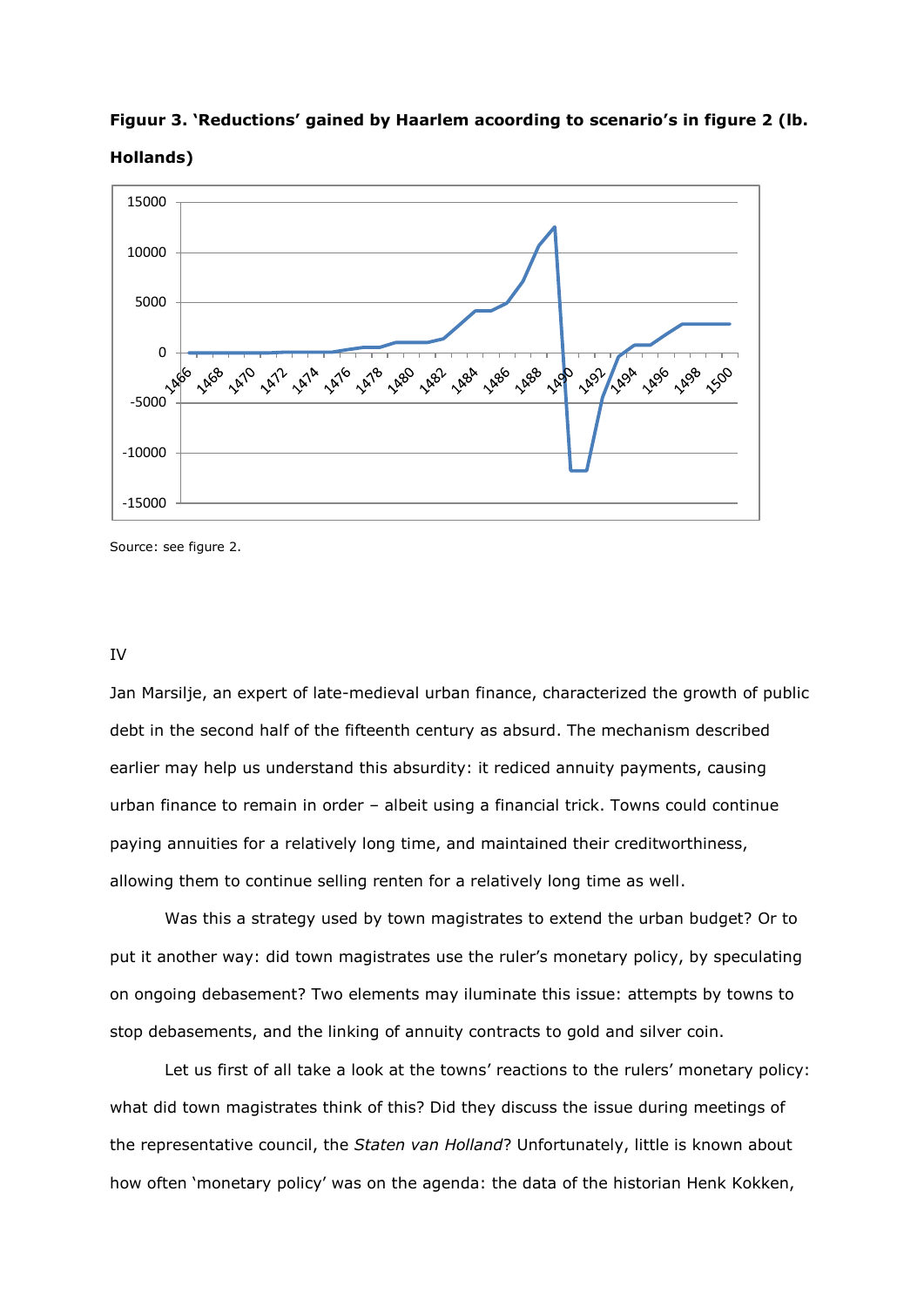**Figuur 3. 'Reductions' gained by Haarlem acoording to scenario's in figure 2 (lb. Hollands)**

Source: see figure 2.

IV

Jan Marsilje, an expert of late-medieval urban finance, characterized the growth of public debt in the second half of the fifteenth century as absurd. The mechanism described earlier may help us understand this absurdity: it rediced annuity payments, causing urban finance to remain in order – albeit using a financial trick. Towns could continue paying annuities for a relatively long time, and maintained their creditworthiness, allowing them to continue selling renten for a relatively long time as well.

Was this a strategy used by town magistrates to extend the urban budget? Or to put it another way: did town magistrates use the ruler's monetary policy, by speculating on ongoing debasement? Two elements may iluminate this issue: attempts by towns to stop debasements, and the linking of annuity contracts to gold and silver coin.

Let us first of all take a look at the towns' reactions to the rulers' monetary policy: what did town magistrates think of this? Did they discuss the issue during meetings of the representative council, the *Staten van Holland*? Unfortunately, little is known about how often 'monetary policy' was on the agenda: the data of the historian Henk Kokken,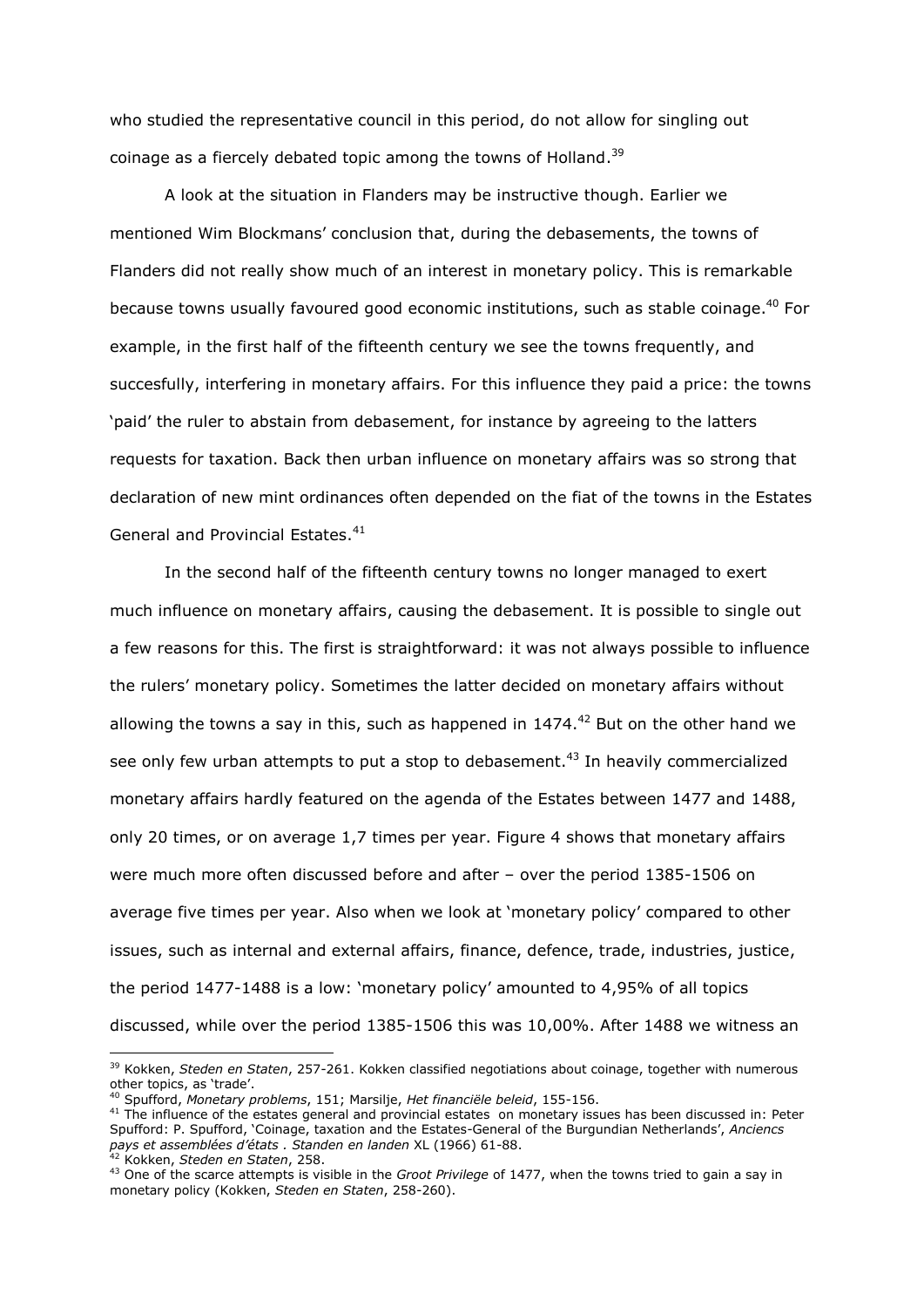who studied the representative council in this period, do not allow for singling out coinage as a fiercely debated topic among the towns of Holland.[39]

A look at the situation in Flanders may be instructive though. Earlier we mentioned Wim Blockmans' conclusion that, during the debasements, the towns of Flanders did not really show much of an interest in monetary policy. This is remarkable because towns usually favoured good economic institutions, such as stable coinage.[40] For example, in the first half of the fifteenth century we see the towns frequently, and succesfully, interfering in monetary affairs. For this influence they paid a price: the towns 'paid' the ruler to abstain from debasement, for instance by agreeing to the latters requests for taxation. Back then urban influence on monetary affairs was so strong that declaration of new mint ordinances often depended on the fiat of the towns in the Estates General and Provincial Estates.[41]

In the second half of the fifteenth century towns no longer managed to exert much influence on monetary affairs, causing the debasement. It is possible to single out a few reasons for this. The first is straightforward: it was not always possible to influence the rulers' monetary policy. Sometimes the latter decided on monetary affairs without allowing the towns a say in this, such as happened in 1474.[42] But on the other hand we see only few urban attempts to put a stop to debasement.[43] In heavily commercialized monetary affairs hardly featured on the agenda of the Estates between 1477 and 1488, only 20 times, or on average 1,7 times per year. Figure 4 shows that monetary affairs were much more often discussed before and after – over the period 1385-1506 on average five times per year. Also when we look at 'monetary policy' compared to other issues, such as internal and external affairs, finance, defence, trade, industries, justice, the period 1477-1488 is a low: 'monetary policy' amounted to 4,95% of all topics discussed, while over the period 1385-1506 this was 10,00%. After 1488 we witness an

---

[39] Kokken, *Steden en Staten*, 257-261. Kokken classified negotiations about coinage, together with numerous other topics, as 'trade'.

[40] Spufford, *Monetary problems*, 151; Marsilje, *Het financiële beleid*, 155-156.

[41] The influence of the estates general and provincial estates on monetary issues has been discussed in: Peter Spufford: P. Spufford, 'Coinage, taxation and the Estates-General of the Burgundian Netherlands', *Anciencs pays et assemblées d'états* . *Standen en landen* XL (1966) 61-88.

[42] Kokken, *Steden en Staten*, 258.

[43] One of the scarce attempts is visible in the *Groot Privilege* of 1477, when the towns tried to gain a say in monetary policy (Kokken, *Steden en Staten*, 258-260).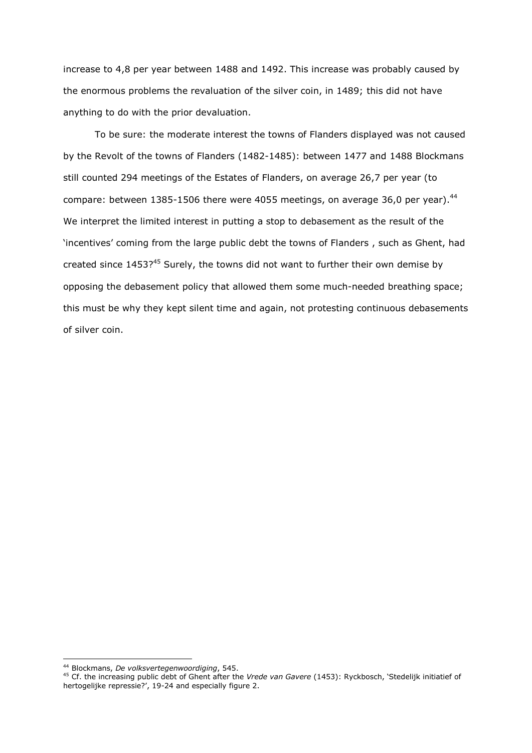increase to 4,8 per year between 1488 and 1492. This increase was probably caused by the enormous problems the revaluation of the silver coin, in 1489; this did not have anything to do with the prior devaluation.

To be sure: the moderate interest the towns of Flanders displayed was not caused by the Revolt of the towns of Flanders (1482-1485): between 1477 and 1488 Blockmans still counted 294 meetings of the Estates of Flanders, on average 26,7 per year (to compare: between 1385-1506 there were 4055 meetings, on average 36,0 per year).[44] We interpret the limited interest in putting a stop to debasement as the result of the 'incentives' coming from the large public debt the towns of Flanders , such as Ghent, had created since 1453?[45] Surely, the towns did not want to further their own demise by opposing the debasement policy that allowed them some much-needed breathing space; this must be why they kept silent time and again, not protesting continuous debasements of silver coin.

---

[44] Blockmans, *De volksvertegenwoordiging*, 545.

[45] Cf. the increasing public debt of Ghent after the *Vrede van Gavere* (1453): Ryckbosch, 'Stedelijk initiatief of hertogelijke repressie?', 19-24 and especially figure 2.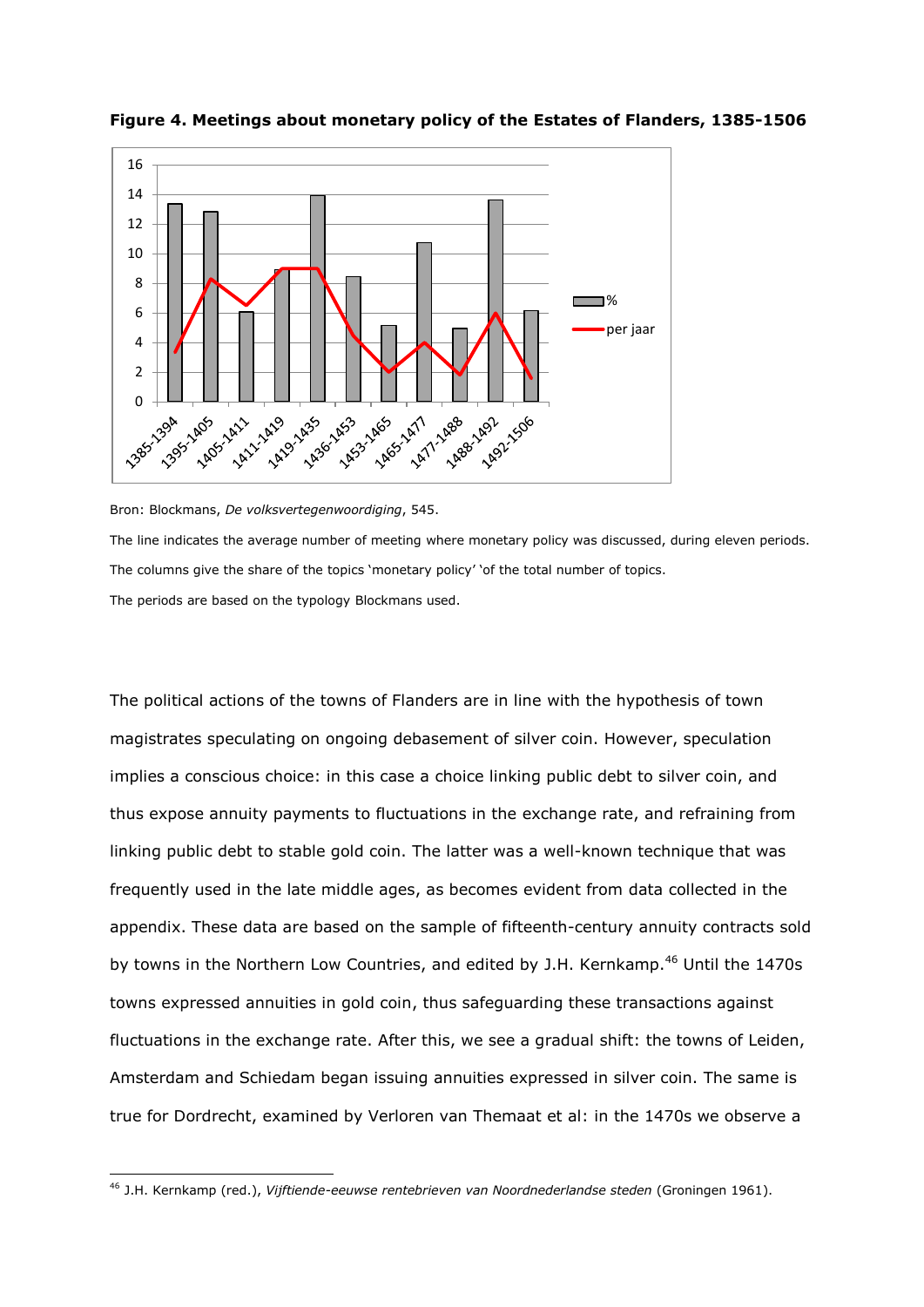**Figure 4. Meetings about monetary policy of the Estates of Flanders, 1385-1506**

Bron: Blockmans, *De volksvertegenwoordiging*, 545.

The line indicates the average number of meeting where monetary policy was discussed, during eleven periods.

The columns give the share of the topics 'monetary policy' 'of the total number of topics.

The periods are based on the typology Blockmans used.

The political actions of the towns of Flanders are in line with the hypothesis of town magistrates speculating on ongoing debasement of silver coin. However, speculation implies a conscious choice: in this case a choice linking public debt to silver coin, and thus expose annuity payments to fluctuations in the exchange rate, and refraining from linking public debt to stable gold coin. The latter was a well-known technique that was frequently used in the late middle ages, as becomes evident from data collected in the appendix. These data are based on the sample of fifteenth-century annuity contracts sold by towns in the Northern Low Countries, and edited by J.H. Kernkamp.[46] Until the 1470s towns expressed annuities in gold coin, thus safeguarding these transactions against fluctuations in the exchange rate. After this, we see a gradual shift: the towns of Leiden, Amsterdam and Schiedam began issuing annuities expressed in silver coin. The same is true for Dordrecht, examined by Verloren van Themaat et al: in the 1470s we observe a

[46] J.H. Kernkamp (red.), *Vijftiende-eeuwse rentebrieven van Noordnederlandse steden* (Groningen 1961).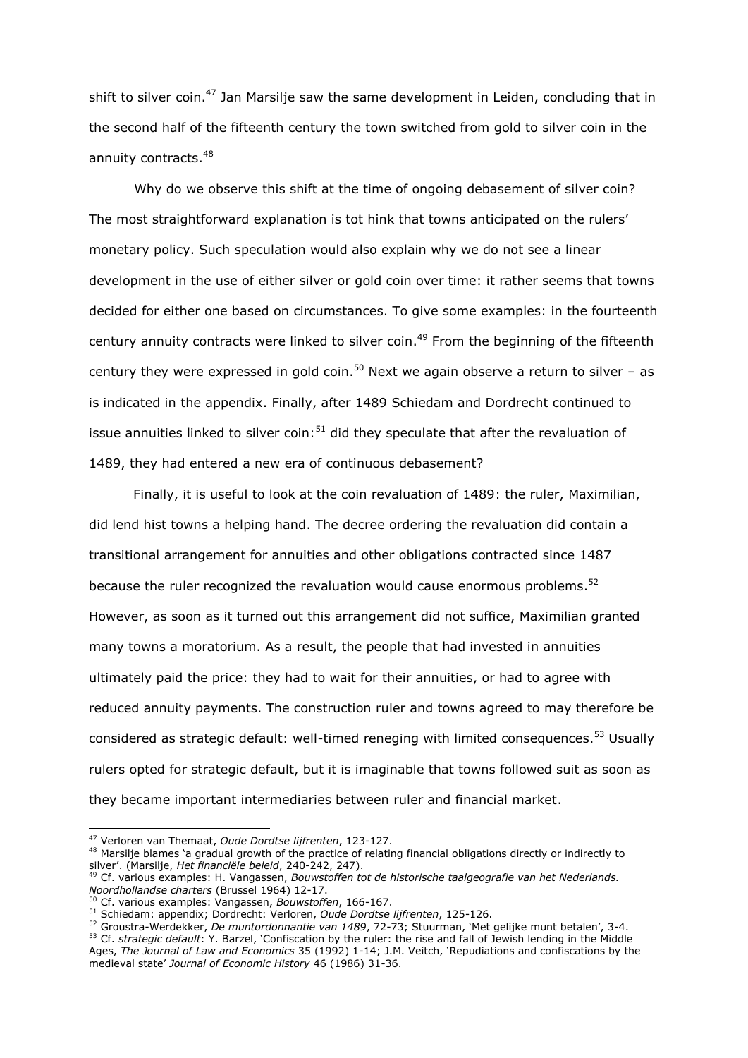shift to silver coin.[47] Jan Marsilje saw the same development in Leiden, concluding that in the second half of the fifteenth century the town switched from gold to silver coin in the annuity contracts.[48]

Why do we observe this shift at the time of ongoing debasement of silver coin? The most straightforward explanation is tot hink that towns anticipated on the rulers' monetary policy. Such speculation would also explain why we do not see a linear development in the use of either silver or gold coin over time: it rather seems that towns decided for either one based on circumstances. To give some examples: in the fourteenth century annuity contracts were linked to silver coin.[49] From the beginning of the fifteenth century they were expressed in gold coin.[50] Next we again observe a return to silver – as is indicated in the appendix. Finally, after 1489 Schiedam and Dordrecht continued to issue annuities linked to silver coin:[51] did they speculate that after the revaluation of 1489, they had entered a new era of continuous debasement?

Finally, it is useful to look at the coin revaluation of 1489: the ruler, Maximilian, did lend hist towns a helping hand. The decree ordering the revaluation did contain a transitional arrangement for annuities and other obligations contracted since 1487 because the ruler recognized the revaluation would cause enormous problems.[52] However, as soon as it turned out this arrangement did not suffice, Maximilian granted many towns a moratorium. As a result, the people that had invested in annuities ultimately paid the price: they had to wait for their annuities, or had to agree with reduced annuity payments. The construction ruler and towns agreed to may therefore be considered as strategic default: well-timed reneging with limited consequences.[53] Usually rulers opted for strategic default, but it is imaginable that towns followed suit as soon as they became important intermediaries between ruler and financial market.

---

[47] Verloren van Themaat, *Oude Dordtse lijfrenten*, 123-127.

[48] Marsilje blames 'a gradual growth of the practice of relating financial obligations directly or indirectly to silver'. (Marsilje, *Het financiële beleid*, 240-242, 247).

[49] Cf. various examples: H. Vangassen, *Bouwstoffen tot de historische taalgeografie van het Nederlands. Noordhollandse charters* (Brussel 1964) 12-17.

[50] Cf. various examples: Vangassen, *Bouwstoffen*, 166-167.

[51] Schiedam: appendix; Dordrecht: Verloren, *Oude Dordtse lijfrenten*, 125-126.

[52] Groustra-Werdekker, *De muntordonnantie van 1489*, 72-73; Stuurman, 'Met gelijke munt betalen', 3-4.

[53] Cf. *strategic default*: Y. Barzel, 'Confiscation by the ruler: the rise and fall of Jewish lending in the Middle Ages, *The Journal of Law and Economics* 35 (1992) 1-14; J.M. Veitch, 'Repudiations and confiscations by the medieval state' *Journal of Economic History* 46 (1986) 31-36.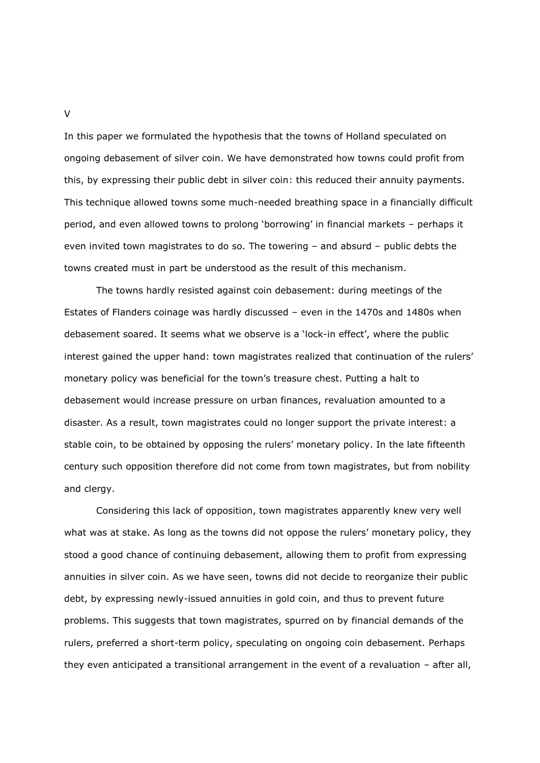## V

In this paper we formulated the hypothesis that the towns of Holland speculated on ongoing debasement of silver coin. We have demonstrated how towns could profit from this, by expressing their public debt in silver coin: this reduced their annuity payments. This technique allowed towns some much-needed breathing space in a financially difficult period, and even allowed towns to prolong 'borrowing' in financial markets – perhaps it even invited town magistrates to do so. The towering – and absurd – public debts the towns created must in part be understood as the result of this mechanism.

The towns hardly resisted against coin debasement: during meetings of the Estates of Flanders coinage was hardly discussed – even in the 1470s and 1480s when debasement soared. It seems what we observe is a 'lock-in effect', where the public interest gained the upper hand: town magistrates realized that continuation of the rulers' monetary policy was beneficial for the town's treasure chest. Putting a halt to debasement would increase pressure on urban finances, revaluation amounted to a disaster. As a result, town magistrates could no longer support the private interest: a stable coin, to be obtained by opposing the rulers' monetary policy. In the late fifteenth century such opposition therefore did not come from town magistrates, but from nobility and clergy.

Considering this lack of opposition, town magistrates apparently knew very well what was at stake. As long as the towns did not oppose the rulers' monetary policy, they stood a good chance of continuing debasement, allowing them to profit from expressing annuities in silver coin. As we have seen, towns did not decide to reorganize their public debt, by expressing newly-issued annuities in gold coin, and thus to prevent future problems. This suggests that town magistrates, spurred on by financial demands of the rulers, preferred a short-term policy, speculating on ongoing coin debasement. Perhaps they even anticipated a transitional arrangement in the event of a revaluation – after all,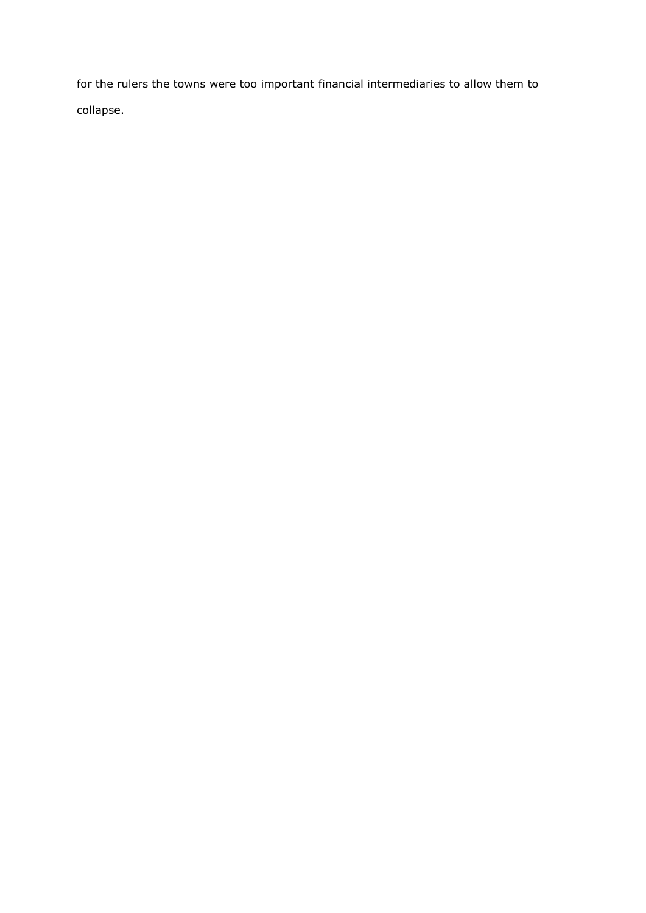for the rulers the towns were too important financial intermediaries to allow them to collapse.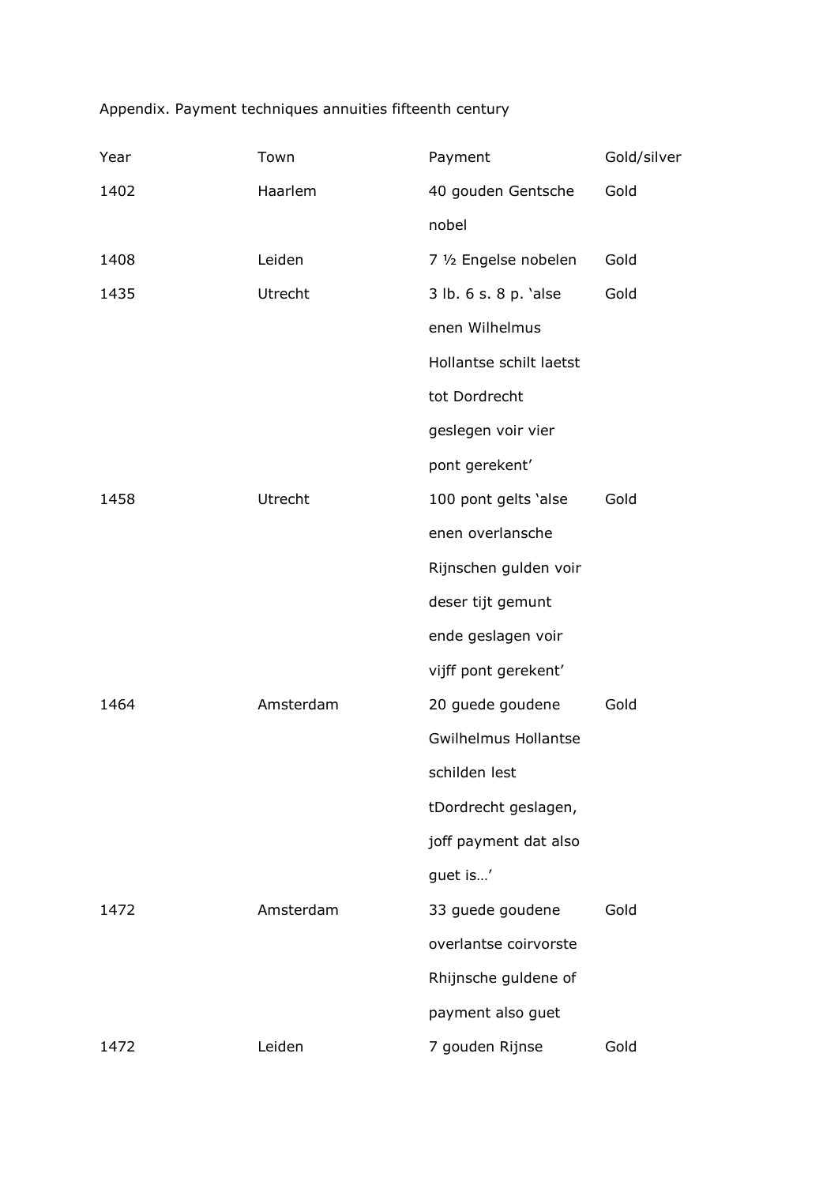Appendix. Payment techniques annuities fifteenth century

| Year | Town | Payment | Gold/silver |
|---|---|---|---|
| 1402 | Haarlem | 40 gouden Gentsche nobel | Gold |
| 1408 | Leiden | 7 ½ Engelse nobelen | Gold |
| 1435 | Utrecht | 3 lb. 6 s. 8 p. 'alse enen Wilhelmus Hollantse schilt laetst tot Dordrecht geslegen voir vier pont gerekent' | Gold |
| 1458 | Utrecht | 100 pont gelts 'alse enen overlansche Rijnschen gulden voir deser tijt gemunt ende geslagen voir vijff pont gerekent' | Gold |
| 1464 | Amsterdam | 20 guede goudene Gwilhelmus Hollantse schilden lest tDordrecht geslagen, joff payment dat also guet is…' | Gold |
| 1472 | Amsterdam | 33 guede goudene overlantse coirvorste Rhijnsche guldene of payment also guet | Gold |
| 1472 | Leiden | 7 gouden Rijnse | Gold |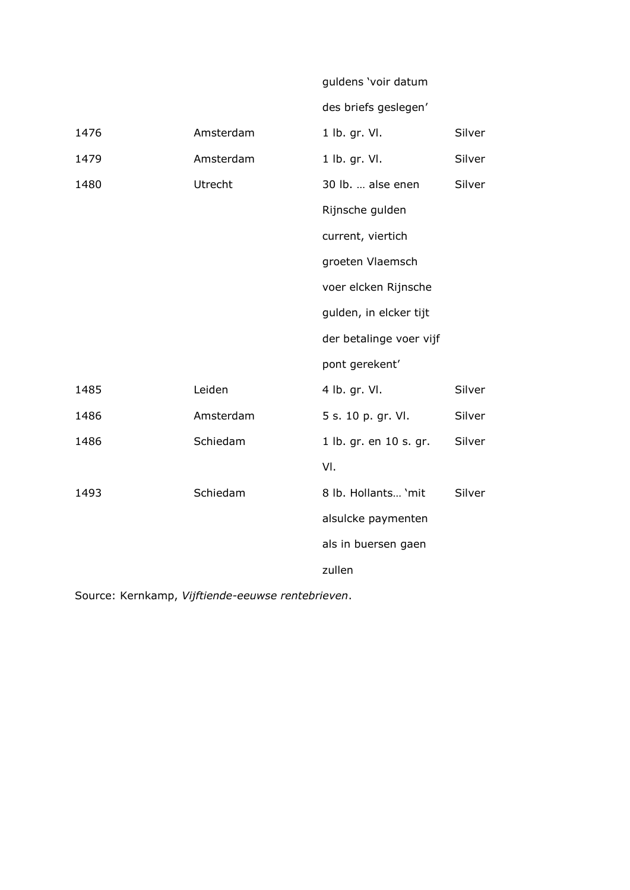| | | | |
|---|---|---|---|
| | | guldens 'voir datum des briefs geslegen' | |
| 1476 | Amsterdam | 1 lb. gr. Vl. | Silver |
| 1479 | Amsterdam | 1 lb. gr. Vl. | Silver |
| 1480 | Utrecht | 30 lb. … alse enen Rijnsche gulden current, viertich groeten Vlaemsch voer elcken Rijnsche gulden, in elcker tijt der betalinge voer vijf pont gerekent' | Silver |
| 1485 | Leiden | 4 lb. gr. Vl. | Silver |
| 1486 | Amsterdam | 5 s. 10 p. gr. Vl. | Silver |
| 1486 | Schiedam | 1 lb. gr. en 10 s. gr. Vl. | Silver |
| 1493 | Schiedam | 8 lb. Hollants… 'mit alsulcke paymenten als in buersen gaen zullen | Silver |

Source: Kernkamp, *Vijftiende-eeuwse rentebrieven*.